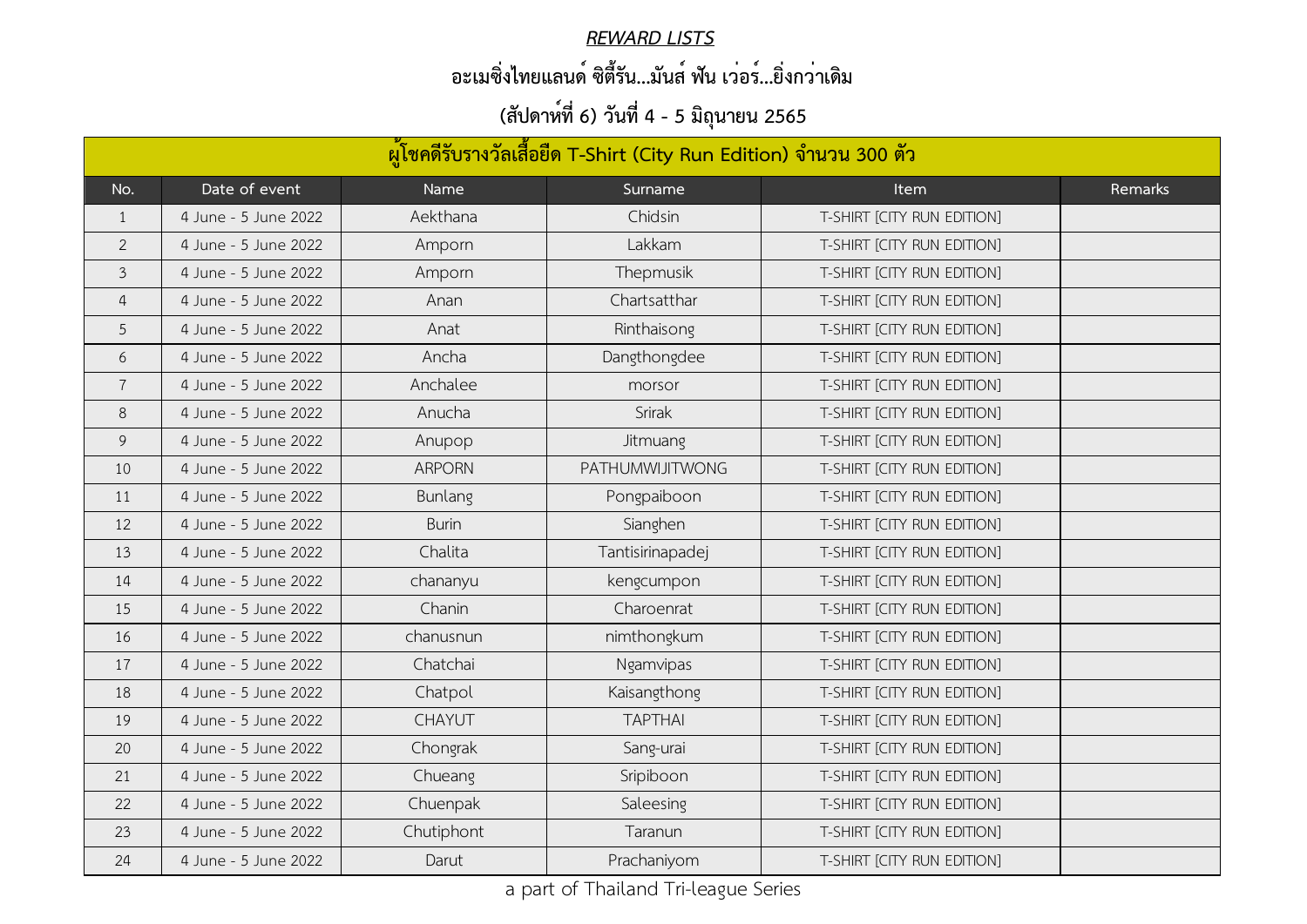## *REWARD LISTS*

## อะเมซิ่งไทยแลนด์ ซิตี้รัน...มันส์ ฟัน เว่อร์...ยิ่งกว่าเดิม

## (สัปดาห์ที่ 6) วันที่ 4 - 5 มิถุนายน 2565

| ผู้โชคดีรับรางวัลเสื้อยืด T-Shirt (City Run Edition) จำนวน 300 ตัว | | | | | |
|---|---|---|---|---|---|
| No. | Date of event | Name | Surname | Item | Remarks |
| 1 | 4 June - 5 June 2022 | Aekthana | Chidsin | T-SHIRT [CITY RUN EDITION] | |
| 2 | 4 June - 5 June 2022 | Amporn | Lakkam | T-SHIRT [CITY RUN EDITION] | |
| 3 | 4 June - 5 June 2022 | Amporn | Thepmusik | T-SHIRT [CITY RUN EDITION] | |
| 4 | 4 June - 5 June 2022 | Anan | Chartsatthar | T-SHIRT [CITY RUN EDITION] | |
| 5 | 4 June - 5 June 2022 | Anat | Rinthaisong | T-SHIRT [CITY RUN EDITION] | |
| 6 | 4 June - 5 June 2022 | Ancha | Dangthongdee | T-SHIRT [CITY RUN EDITION] | |
| 7 | 4 June - 5 June 2022 | Anchalee | morsor | T-SHIRT [CITY RUN EDITION] | |
| 8 | 4 June - 5 June 2022 | Anucha | Srirak | T-SHIRT [CITY RUN EDITION] | |
| 9 | 4 June - 5 June 2022 | Anupop | Jitmuang | T-SHIRT [CITY RUN EDITION] | |
| 10 | 4 June - 5 June 2022 | ARPORN | PATHUMWIJITWONG | T-SHIRT [CITY RUN EDITION] | |
| 11 | 4 June - 5 June 2022 | Bunlang | Pongpaiboon | T-SHIRT [CITY RUN EDITION] | |
| 12 | 4 June - 5 June 2022 | Burin | Sianghen | T-SHIRT [CITY RUN EDITION] | |
| 13 | 4 June - 5 June 2022 | Chalita | Tantisirinapadej | T-SHIRT [CITY RUN EDITION] | |
| 14 | 4 June - 5 June 2022 | chananyu | kengcumpon | T-SHIRT [CITY RUN EDITION] | |
| 15 | 4 June - 5 June 2022 | Chanin | Charoenrat | T-SHIRT [CITY RUN EDITION] | |
| 16 | 4 June - 5 June 2022 | chanusnun | nimthongkum | T-SHIRT [CITY RUN EDITION] | |
| 17 | 4 June - 5 June 2022 | Chatchai | Ngamvipas | T-SHIRT [CITY RUN EDITION] | |
| 18 | 4 June - 5 June 2022 | Chatpol | Kaisangthong | T-SHIRT [CITY RUN EDITION] | |
| 19 | 4 June - 5 June 2022 | CHAYUT | TAPTHAI | T-SHIRT [CITY RUN EDITION] | |
| 20 | 4 June - 5 June 2022 | Chongrak | Sang-urai | T-SHIRT [CITY RUN EDITION] | |
| 21 | 4 June - 5 June 2022 | Chueang | Sripiboon | T-SHIRT [CITY RUN EDITION] | |
| 22 | 4 June - 5 June 2022 | Chuenpak | Saleesing | T-SHIRT [CITY RUN EDITION] | |
| 23 | 4 June - 5 June 2022 | Chutiphont | Taranun | T-SHIRT [CITY RUN EDITION] | |
| 24 | 4 June - 5 June 2022 | Darut | Prachaniyom | T-SHIRT [CITY RUN EDITION] | |

a part of Thailand Tri-league Series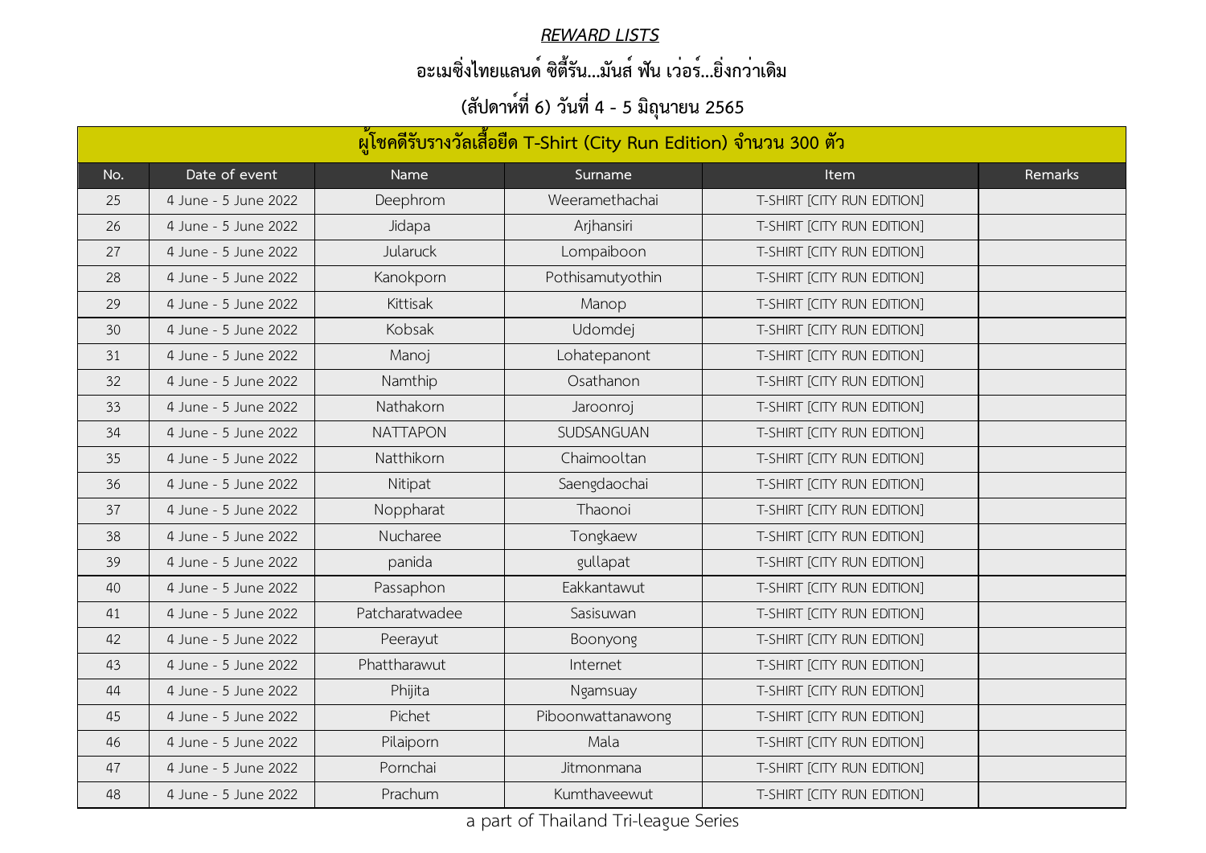***REWARD LISTS***

**อะเมซิ่งไทยแลนด์ ซิตี้รัน...มันส์ ฟัน เว่อร์...ยิ่งกว่าเดิม**

**(สัปดาห์ที่ 6) วันที่ 4 - 5 มิถุนายน 2565**

| ผู้โชคดีรับรางวัลเสื้อยืด T-Shirt (City Run Edition) จำนวน 300 ตัว | | | | | |
|---|---|---|---|---|---|
| No. | Date of event | Name | Surname | Item | Remarks |
| 25 | 4 June - 5 June 2022 | Deephrom | Weeramethachai | T-SHIRT [CITY RUN EDITION] | |
| 26 | 4 June - 5 June 2022 | Jidapa | Arjhansiri | T-SHIRT [CITY RUN EDITION] | |
| 27 | 4 June - 5 June 2022 | Jularuck | Lompaiboon | T-SHIRT [CITY RUN EDITION] | |
| 28 | 4 June - 5 June 2022 | Kanokporn | Pothisamutyothin | T-SHIRT [CITY RUN EDITION] | |
| 29 | 4 June - 5 June 2022 | Kittisak | Manop | T-SHIRT [CITY RUN EDITION] | |
| 30 | 4 June - 5 June 2022 | Kobsak | Udomdej | T-SHIRT [CITY RUN EDITION] | |
| 31 | 4 June - 5 June 2022 | Manoj | Lohatepanont | T-SHIRT [CITY RUN EDITION] | |
| 32 | 4 June - 5 June 2022 | Namthip | Osathanon | T-SHIRT [CITY RUN EDITION] | |
| 33 | 4 June - 5 June 2022 | Nathakorn | Jaroonroj | T-SHIRT [CITY RUN EDITION] | |
| 34 | 4 June - 5 June 2022 | NATTAPON | SUDSANGUAN | T-SHIRT [CITY RUN EDITION] | |
| 35 | 4 June - 5 June 2022 | Natthikorn | Chaimooltan | T-SHIRT [CITY RUN EDITION] | |
| 36 | 4 June - 5 June 2022 | Nitipat | Saengdaochai | T-SHIRT [CITY RUN EDITION] | |
| 37 | 4 June - 5 June 2022 | Noppharat | Thaonoi | T-SHIRT [CITY RUN EDITION] | |
| 38 | 4 June - 5 June 2022 | Nucharee | Tongkaew | T-SHIRT [CITY RUN EDITION] | |
| 39 | 4 June - 5 June 2022 | panida | gullapat | T-SHIRT [CITY RUN EDITION] | |
| 40 | 4 June - 5 June 2022 | Passaphon | Eakkantawut | T-SHIRT [CITY RUN EDITION] | |
| 41 | 4 June - 5 June 2022 | Patcharatwadee | Sasisuwan | T-SHIRT [CITY RUN EDITION] | |
| 42 | 4 June - 5 June 2022 | Peerayut | Boonyong | T-SHIRT [CITY RUN EDITION] | |
| 43 | 4 June - 5 June 2022 | Phattharawut | Internet | T-SHIRT [CITY RUN EDITION] | |
| 44 | 4 June - 5 June 2022 | Phijita | Ngamsuay | T-SHIRT [CITY RUN EDITION] | |
| 45 | 4 June - 5 June 2022 | Pichet | Piboonwattanawong | T-SHIRT [CITY RUN EDITION] | |
| 46 | 4 June - 5 June 2022 | Pilaiporn | Mala | T-SHIRT [CITY RUN EDITION] | |
| 47 | 4 June - 5 June 2022 | Pornchai | Jitmonmana | T-SHIRT [CITY RUN EDITION] | |
| 48 | 4 June - 5 June 2022 | Prachum | Kumthaveewut | T-SHIRT [CITY RUN EDITION] | |

a part of Thailand Tri-league Series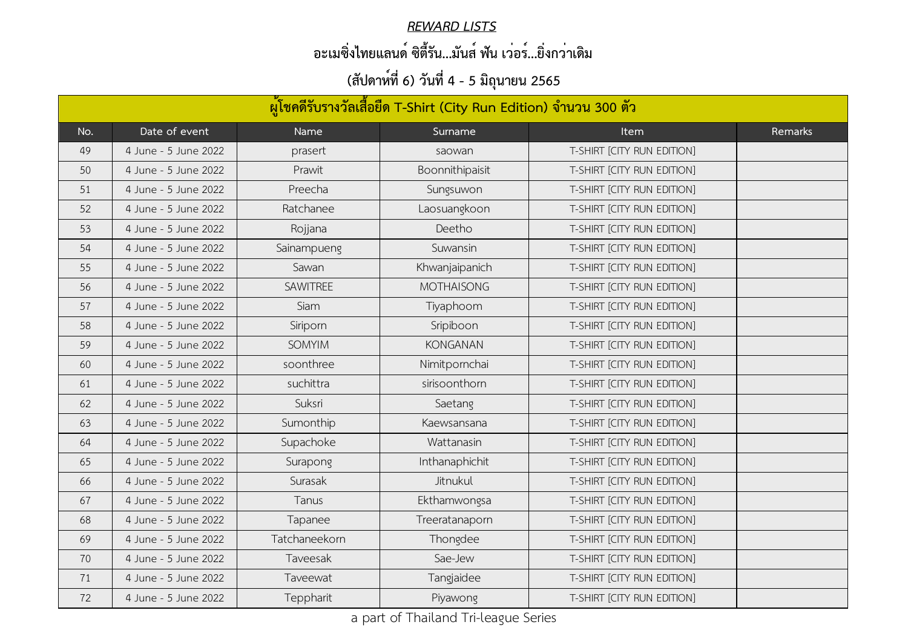# *REWARD LISTS*

## อะเมซิ่งไทยแลนด์ ซิตี้รัน...มันส์ ฟัน เว่อร์...ยิ่งกว่าเดิม

## (สัปดาห์ที่ 6) วันที่ 4 - 5 มิถุนายน 2565

| ผู้โชคดีรับรางวัลเสื้อยืด T-Shirt (City Run Edition) จำนวน 300 ตัว | | | | | |
|---|---|---|---|---|---|
| No. | Date of event | Name | Surname | Item | Remarks |
| 49 | 4 June - 5 June 2022 | prasert | saowan | T-SHIRT [CITY RUN EDITION] | |
| 50 | 4 June - 5 June 2022 | Prawit | Boonnithipaisit | T-SHIRT [CITY RUN EDITION] | |
| 51 | 4 June - 5 June 2022 | Preecha | Sungsuwon | T-SHIRT [CITY RUN EDITION] | |
| 52 | 4 June - 5 June 2022 | Ratchanee | Laosuangkoon | T-SHIRT [CITY RUN EDITION] | |
| 53 | 4 June - 5 June 2022 | Rojjana | Deetho | T-SHIRT [CITY RUN EDITION] | |
| 54 | 4 June - 5 June 2022 | Sainampueng | Suwansin | T-SHIRT [CITY RUN EDITION] | |
| 55 | 4 June - 5 June 2022 | Sawan | Khwanjaipanich | T-SHIRT [CITY RUN EDITION] | |
| 56 | 4 June - 5 June 2022 | SAWITREE | MOTHAISONG | T-SHIRT [CITY RUN EDITION] | |
| 57 | 4 June - 5 June 2022 | Siam | Tiyaphoom | T-SHIRT [CITY RUN EDITION] | |
| 58 | 4 June - 5 June 2022 | Siriporn | Sripiboon | T-SHIRT [CITY RUN EDITION] | |
| 59 | 4 June - 5 June 2022 | SOMYIM | KONGANAN | T-SHIRT [CITY RUN EDITION] | |
| 60 | 4 June - 5 June 2022 | soonthree | Nimitpornchai | T-SHIRT [CITY RUN EDITION] | |
| 61 | 4 June - 5 June 2022 | suchittra | sirisoonthorn | T-SHIRT [CITY RUN EDITION] | |
| 62 | 4 June - 5 June 2022 | Suksri | Saetang | T-SHIRT [CITY RUN EDITION] | |
| 63 | 4 June - 5 June 2022 | Sumonthip | Kaewsansana | T-SHIRT [CITY RUN EDITION] | |
| 64 | 4 June - 5 June 2022 | Supachoke | Wattanasin | T-SHIRT [CITY RUN EDITION] | |
| 65 | 4 June - 5 June 2022 | Surapong | Inthanaphichit | T-SHIRT [CITY RUN EDITION] | |
| 66 | 4 June - 5 June 2022 | Surasak | Jitnukul | T-SHIRT [CITY RUN EDITION] | |
| 67 | 4 June - 5 June 2022 | Tanus | Ekthamwongsa | T-SHIRT [CITY RUN EDITION] | |
| 68 | 4 June - 5 June 2022 | Tapanee | Treeratanaporn | T-SHIRT [CITY RUN EDITION] | |
| 69 | 4 June - 5 June 2022 | Tatchaneekorn | Thongdee | T-SHIRT [CITY RUN EDITION] | |
| 70 | 4 June - 5 June 2022 | Taveesak | Sae-Jew | T-SHIRT [CITY RUN EDITION] | |
| 71 | 4 June - 5 June 2022 | Taveewat | Tangjaidee | T-SHIRT [CITY RUN EDITION] | |
| 72 | 4 June - 5 June 2022 | Teppharit | Piyawong | T-SHIRT [CITY RUN EDITION] | |

a part of Thailand Tri-league Series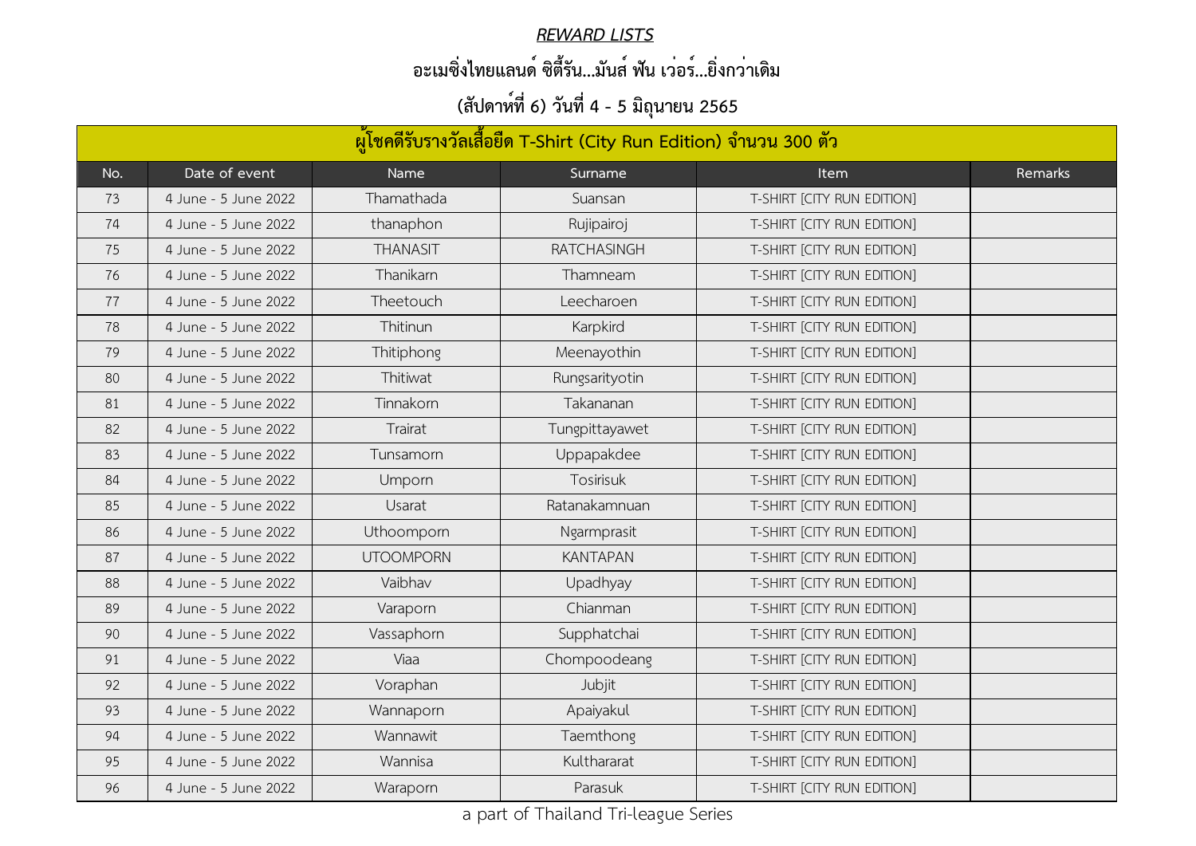***REWARD LISTS***

**อะเมซิ่งไทยแลนด์ ซิตี้รัน...มันส์ ฟัน เว่อร์...ยิ่งกว่าเดิม**

**(สัปดาห์ที่ 6) วันที่ 4 - 5 มิถุนายน 2565**

| ผู้โชคดีรับรางวัลเสื้อยืด T-Shirt (City Run Edition) จำนวน 300 ตัว | | | | | |
|---|---|---|---|---|---|
| No. | Date of event | Name | Surname | Item | Remarks |
| 73 | 4 June - 5 June 2022 | Thamathada | Suansan | T-SHIRT [CITY RUN EDITION] | |
| 74 | 4 June - 5 June 2022 | thanaphon | Rujipairoj | T-SHIRT [CITY RUN EDITION] | |
| 75 | 4 June - 5 June 2022 | THANASIT | RATCHASINGH | T-SHIRT [CITY RUN EDITION] | |
| 76 | 4 June - 5 June 2022 | Thanikarn | Thamneam | T-SHIRT [CITY RUN EDITION] | |
| 77 | 4 June - 5 June 2022 | Theetouch | Leecharoen | T-SHIRT [CITY RUN EDITION] | |
| 78 | 4 June - 5 June 2022 | Thitinun | Karpkird | T-SHIRT [CITY RUN EDITION] | |
| 79 | 4 June - 5 June 2022 | Thitiphong | Meenayothin | T-SHIRT [CITY RUN EDITION] | |
| 80 | 4 June - 5 June 2022 | Thitiwat | Rungsarityotin | T-SHIRT [CITY RUN EDITION] | |
| 81 | 4 June - 5 June 2022 | Tinnakorn | Takananan | T-SHIRT [CITY RUN EDITION] | |
| 82 | 4 June - 5 June 2022 | Trairat | Tungpittayawet | T-SHIRT [CITY RUN EDITION] | |
| 83 | 4 June - 5 June 2022 | Tunsamorn | Uppapakdee | T-SHIRT [CITY RUN EDITION] | |
| 84 | 4 June - 5 June 2022 | Umporn | Tosirisuk | T-SHIRT [CITY RUN EDITION] | |
| 85 | 4 June - 5 June 2022 | Usarat | Ratanakamnuan | T-SHIRT [CITY RUN EDITION] | |
| 86 | 4 June - 5 June 2022 | Uthoomporn | Ngarmprasit | T-SHIRT [CITY RUN EDITION] | |
| 87 | 4 June - 5 June 2022 | UTOOMPORN | KANTAPAN | T-SHIRT [CITY RUN EDITION] | |
| 88 | 4 June - 5 June 2022 | Vaibhav | Upadhyay | T-SHIRT [CITY RUN EDITION] | |
| 89 | 4 June - 5 June 2022 | Varaporn | Chianman | T-SHIRT [CITY RUN EDITION] | |
| 90 | 4 June - 5 June 2022 | Vassaphorn | Supphatchai | T-SHIRT [CITY RUN EDITION] | |
| 91 | 4 June - 5 June 2022 | Viaa | Chompoodeang | T-SHIRT [CITY RUN EDITION] | |
| 92 | 4 June - 5 June 2022 | Voraphan | Jubjit | T-SHIRT [CITY RUN EDITION] | |
| 93 | 4 June - 5 June 2022 | Wannaporn | Apaiyakul | T-SHIRT [CITY RUN EDITION] | |
| 94 | 4 June - 5 June 2022 | Wannawit | Taemthong | T-SHIRT [CITY RUN EDITION] | |
| 95 | 4 June - 5 June 2022 | Wannisa | Kulthararat | T-SHIRT [CITY RUN EDITION] | |
| 96 | 4 June - 5 June 2022 | Waraporn | Parasuk | T-SHIRT [CITY RUN EDITION] | |

a part of Thailand Tri-league Series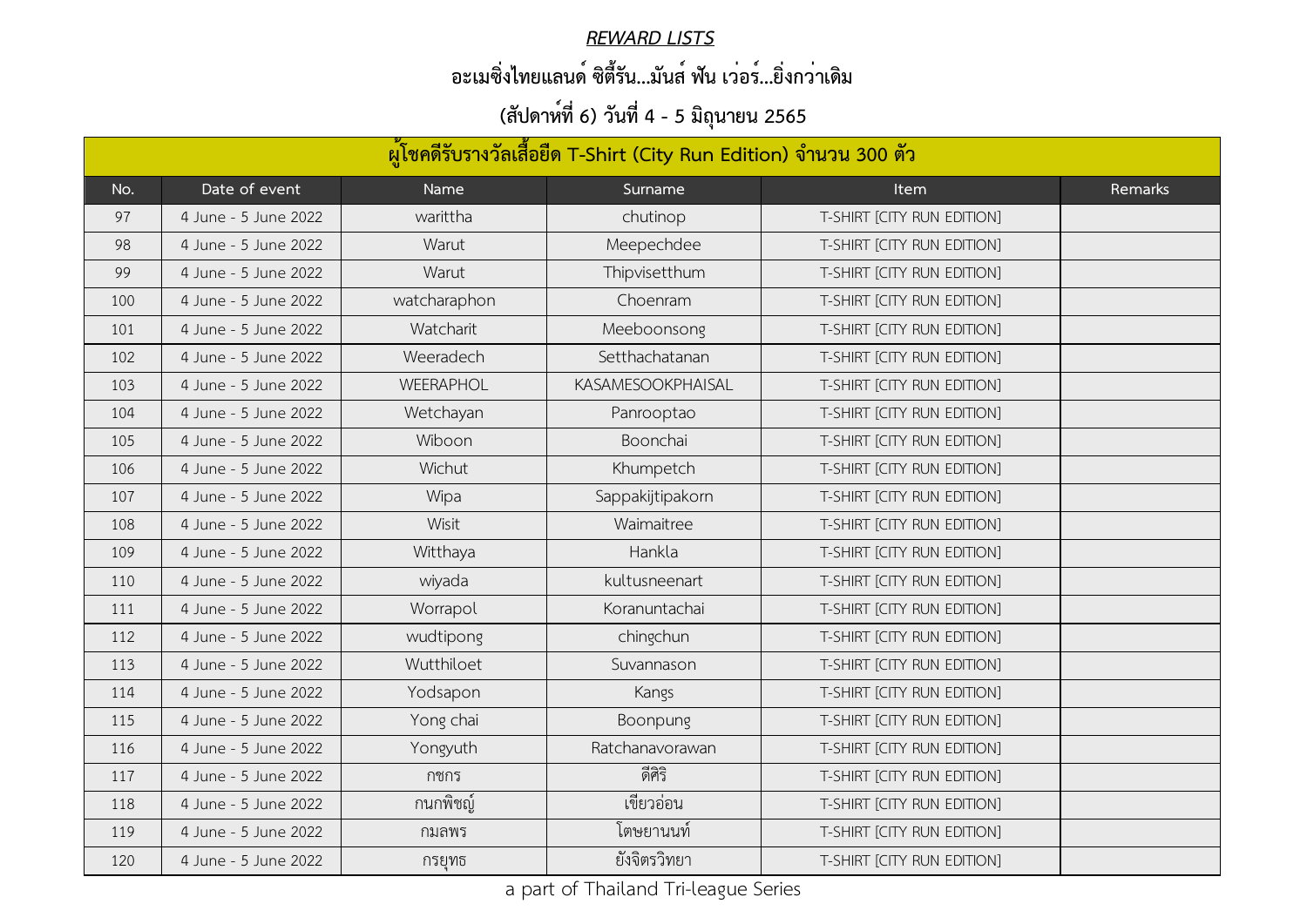## *REWARD LISTS*

## อะเมซิ่งไทยแลนด์ ซิตี้รัน...มันส์ ฟัน เว่อร์...ยิ่งกว่าเดิม

## (สัปดาห์ที่ 6) วันที่ 4 - 5 มิถุนายน 2565

| ผู้โชคดีรับรางวัลเสื้อยืด T-Shirt (City Run Edition) จำนวน 300 ตัว | | | | | |
|---|---|---|---|---|---|
| No. | Date of event | Name | Surname | Item | Remarks |
| 97 | 4 June - 5 June 2022 | warittha | chutinop | T-SHIRT [CITY RUN EDITION] | |
| 98 | 4 June - 5 June 2022 | Warut | Meepechdee | T-SHIRT [CITY RUN EDITION] | |
| 99 | 4 June - 5 June 2022 | Warut | Thipvisetthum | T-SHIRT [CITY RUN EDITION] | |
| 100 | 4 June - 5 June 2022 | watcharaphon | Choenram | T-SHIRT [CITY RUN EDITION] | |
| 101 | 4 June - 5 June 2022 | Watcharit | Meeboonsong | T-SHIRT [CITY RUN EDITION] | |
| 102 | 4 June - 5 June 2022 | Weeradech | Setthachatanan | T-SHIRT [CITY RUN EDITION] | |
| 103 | 4 June - 5 June 2022 | WEERAPHOL | KASAMESOOKPHAISAL | T-SHIRT [CITY RUN EDITION] | |
| 104 | 4 June - 5 June 2022 | Wetchayan | Panrooptao | T-SHIRT [CITY RUN EDITION] | |
| 105 | 4 June - 5 June 2022 | Wiboon | Boonchai | T-SHIRT [CITY RUN EDITION] | |
| 106 | 4 June - 5 June 2022 | Wichut | Khumpetch | T-SHIRT [CITY RUN EDITION] | |
| 107 | 4 June - 5 June 2022 | Wipa | Sappakijtipakorn | T-SHIRT [CITY RUN EDITION] | |
| 108 | 4 June - 5 June 2022 | Wisit | Waimaitree | T-SHIRT [CITY RUN EDITION] | |
| 109 | 4 June - 5 June 2022 | Witthaya | Hankla | T-SHIRT [CITY RUN EDITION] | |
| 110 | 4 June - 5 June 2022 | wiyada | kultusneenart | T-SHIRT [CITY RUN EDITION] | |
| 111 | 4 June - 5 June 2022 | Worrapol | Koranuntachai | T-SHIRT [CITY RUN EDITION] | |
| 112 | 4 June - 5 June 2022 | wudtipong | chingchun | T-SHIRT [CITY RUN EDITION] | |
| 113 | 4 June - 5 June 2022 | Wutthiloet | Suvannason | T-SHIRT [CITY RUN EDITION] | |
| 114 | 4 June - 5 June 2022 | Yodsapon | Kangs | T-SHIRT [CITY RUN EDITION] | |
| 115 | 4 June - 5 June 2022 | Yong chai | Boonpung | T-SHIRT [CITY RUN EDITION] | |
| 116 | 4 June - 5 June 2022 | Yongyuth | Ratchanavorawan | T-SHIRT [CITY RUN EDITION] | |
| 117 | 4 June - 5 June 2022 | กชกร | ดีศิริ | T-SHIRT [CITY RUN EDITION] | |
| 118 | 4 June - 5 June 2022 | กนกพิชญ์ | เขียวอ่อน | T-SHIRT [CITY RUN EDITION] | |
| 119 | 4 June - 5 June 2022 | กมลพร | โฆษยานนท์ | T-SHIRT [CITY RUN EDITION] | |
| 120 | 4 June - 5 June 2022 | กรยุทธ | ยังจิตรวิทยา | T-SHIRT [CITY RUN EDITION] | |

a part of Thailand Tri-league Series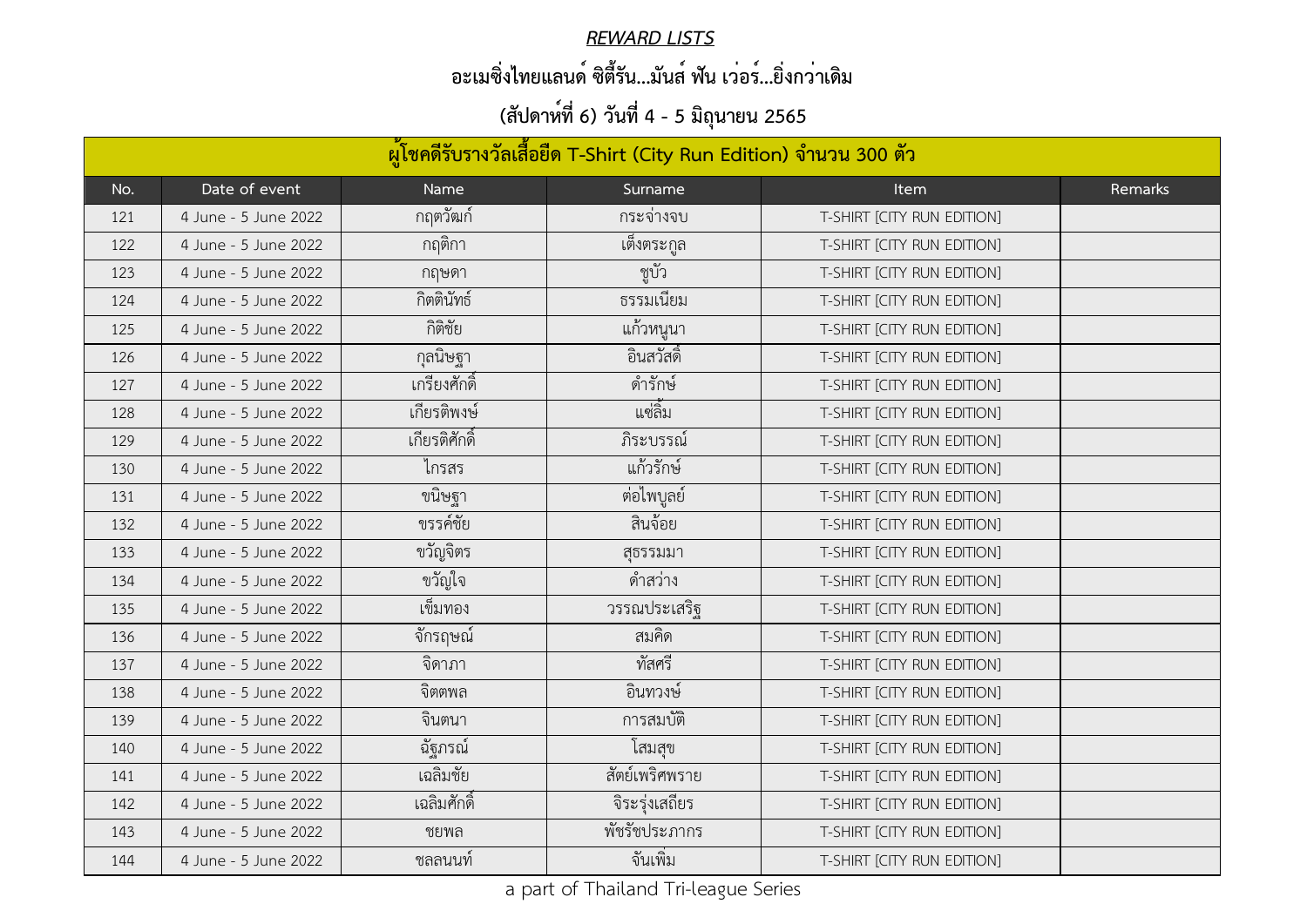***REWARD LISTS***

## อะเมซิ่งไทยแลนด์ ซิตี้รัน...มันส์ ฟัน เว่อร์...ยิ่งกว่าเดิม

## (สัปดาห์ที่ 6) วันที่ 4 - 5 มิถุนายน 2565

| ผู้โชคดีรับรางวัลเสื้อยืด T-Shirt (City Run Edition) จำนวน 300 ตัว | | | | | |
|---|---|---|---|---|---|
| No. | Date of event | Name | Surname | Item | Remarks |
| 121 | 4 June - 5 June 2022 | กฤตวัฒก์ | กระจ่างจบ | T-SHIRT [CITY RUN EDITION] | |
| 122 | 4 June - 5 June 2022 | กฤติกา | เต็งตระกูล | T-SHIRT [CITY RUN EDITION] | |
| 123 | 4 June - 5 June 2022 | กฤษดา | ชูบัว | T-SHIRT [CITY RUN EDITION] | |
| 124 | 4 June - 5 June 2022 | กิตตินัทธ์ | ธรรมเนียม | T-SHIRT [CITY RUN EDITION] | |
| 125 | 4 June - 5 June 2022 | กิติชัย | แก้วหนูนา | T-SHIRT [CITY RUN EDITION] | |
| 126 | 4 June - 5 June 2022 | กุลนิษฐา | อินสวัสดิ์ | T-SHIRT [CITY RUN EDITION] | |
| 127 | 4 June - 5 June 2022 | เกรียงศักดิ์ | ดำรักษ์ | T-SHIRT [CITY RUN EDITION] | |
| 128 | 4 June - 5 June 2022 | เกียรติพงษ์ | แซ่ลิ้ม | T-SHIRT [CITY RUN EDITION] | |
| 129 | 4 June - 5 June 2022 | เกียรติศักดิ์ | ภิระบรรณ์ | T-SHIRT [CITY RUN EDITION] | |
| 130 | 4 June - 5 June 2022 | ไกรสร | แก้วรักษ์ | T-SHIRT [CITY RUN EDITION] | |
| 131 | 4 June - 5 June 2022 | ขนิษฐา | ต่อไพบูลย์ | T-SHIRT [CITY RUN EDITION] | |
| 132 | 4 June - 5 June 2022 | ขรรค์ชัย | สินจ้อย | T-SHIRT [CITY RUN EDITION] | |
| 133 | 4 June - 5 June 2022 | ขวัญจิตร | สุธรรมมา | T-SHIRT [CITY RUN EDITION] | |
| 134 | 4 June - 5 June 2022 | ขวัญใจ | ดำสว่าง | T-SHIRT [CITY RUN EDITION] | |
| 135 | 4 June - 5 June 2022 | เข็มทอง | วรรณประเสริฐ | T-SHIRT [CITY RUN EDITION] | |
| 136 | 4 June - 5 June 2022 | จักรฤษณ์ | สมคิด | T-SHIRT [CITY RUN EDITION] | |
| 137 | 4 June - 5 June 2022 | จิดาภา | ทัสศรี | T-SHIRT [CITY RUN EDITION] | |
| 138 | 4 June - 5 June 2022 | จิตตพล | อินทวงษ์ | T-SHIRT [CITY RUN EDITION] | |
| 139 | 4 June - 5 June 2022 | จินตนา | การสมบัติ | T-SHIRT [CITY RUN EDITION] | |
| 140 | 4 June - 5 June 2022 | ฉัฐภรณ์ | โสมสุข | T-SHIRT [CITY RUN EDITION] | |
| 141 | 4 June - 5 June 2022 | เฉลิมชัย | สัตย์เพริศพราย | T-SHIRT [CITY RUN EDITION] | |
| 142 | 4 June - 5 June 2022 | เฉลิมศักดิ์ | จิระรุ่งเสถียร | T-SHIRT [CITY RUN EDITION] | |
| 143 | 4 June - 5 June 2022 | ชยพล | พัชรัชประภากร | T-SHIRT [CITY RUN EDITION] | |
| 144 | 4 June - 5 June 2022 | ชลลนนท์ | จันเพิ่ม | T-SHIRT [CITY RUN EDITION] | |

a part of Thailand Tri-league Series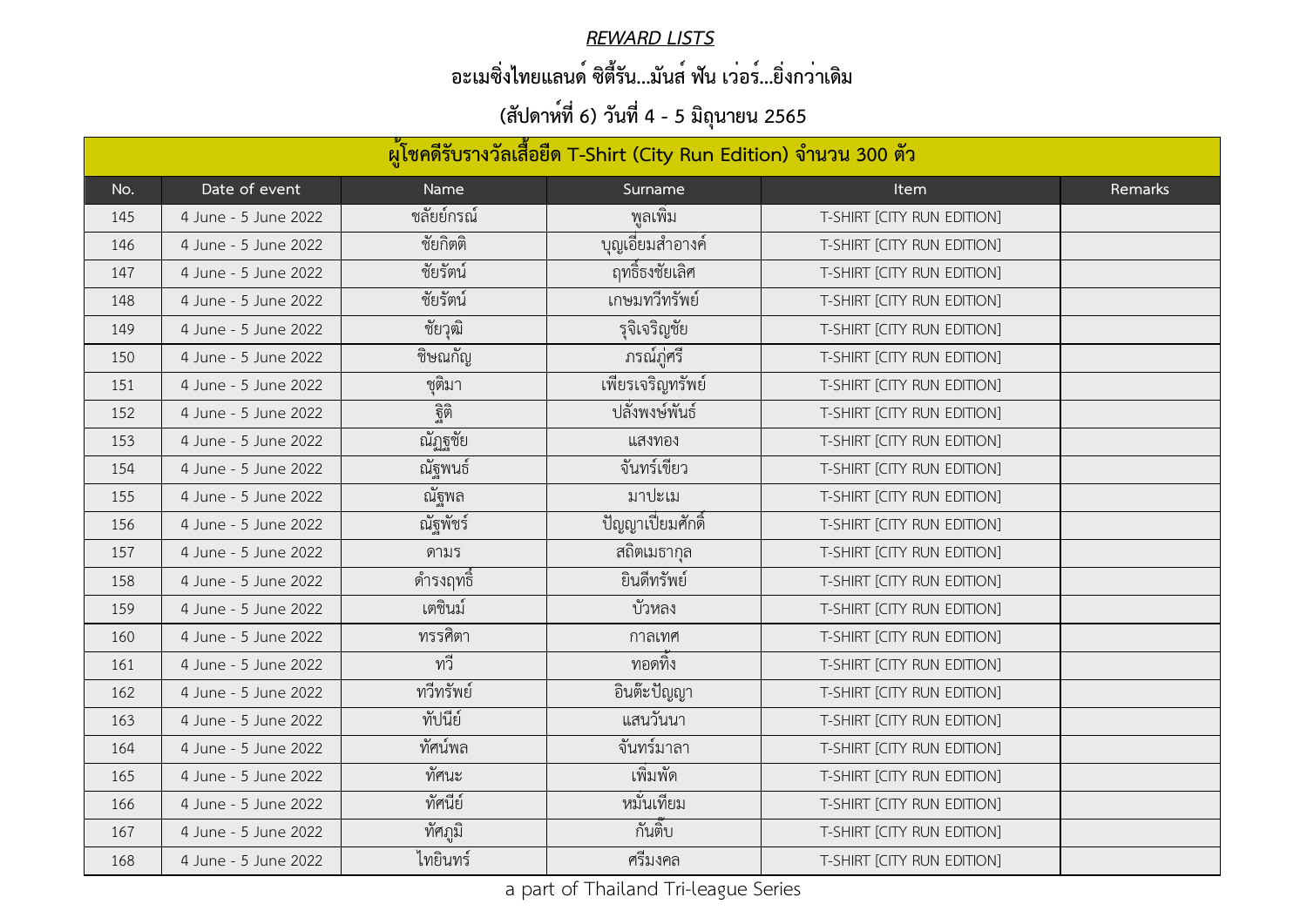## *REWARD LISTS*

## อะเมซิ่งไทยแลนด์ ซิตี้รัน...มันส์ ฟัน เว่อร์...ยิ่งกว่าเดิม

## (สัปดาห์ที่ 6) วันที่ 4 - 5 มิถุนายน 2565

| ผู้โชคดีรับรางวัลเสื้อยืด T-Shirt (City Run Edition) จำนวน 300 ตัว | | | | | |
|---|---|---|---|---|---|
| No. | Date of event | Name | Surname | Item | Remarks |
| 145 | 4 June - 5 June 2022 | ชลัยย์กรณ์ | พูลเพิ่ม | T-SHIRT [CITY RUN EDITION] | |
| 146 | 4 June - 5 June 2022 | ชัยกิตติ | บุญเอี่ยมสำอางค์ | T-SHIRT [CITY RUN EDITION] | |
| 147 | 4 June - 5 June 2022 | ชัยรัตน์ | ฤทธิ์ธงชัยเลิศ | T-SHIRT [CITY RUN EDITION] | |
| 148 | 4 June - 5 June 2022 | ชัยรัตน์ | เกษมทวีทรัพย์ | T-SHIRT [CITY RUN EDITION] | |
| 149 | 4 June - 5 June 2022 | ชัยวุฒิ | รุจิเจริญชัย | T-SHIRT [CITY RUN EDITION] | |
| 150 | 4 June - 5 June 2022 | ชิษณกัญ | ภรณ์ภู่ศรี | T-SHIRT [CITY RUN EDITION] | |
| 151 | 4 June - 5 June 2022 | ชุติมา | เพียรเจริญทรัพย์ | T-SHIRT [CITY RUN EDITION] | |
| 152 | 4 June - 5 June 2022 | ฐิติ | ปลั่งพงษ์พันธ์ | T-SHIRT [CITY RUN EDITION] | |
| 153 | 4 June - 5 June 2022 | ณัฏฐชัย | แสงทอง | T-SHIRT [CITY RUN EDITION] | |
| 154 | 4 June - 5 June 2022 | ณัฐพนธ์ | จันทร์เขียว | T-SHIRT [CITY RUN EDITION] | |
| 155 | 4 June - 5 June 2022 | ณัฐพล | มาปะเม | T-SHIRT [CITY RUN EDITION] | |
| 156 | 4 June - 5 June 2022 | ณัฐพัชร์ | ปัญญาเปี่ยมศักดิ์ | T-SHIRT [CITY RUN EDITION] | |
| 157 | 4 June - 5 June 2022 | ดามร | สถิตเมธากุล | T-SHIRT [CITY RUN EDITION] | |
| 158 | 4 June - 5 June 2022 | ดำรงฤทธิ์ | ยินดีทรัพย์ | T-SHIRT [CITY RUN EDITION] | |
| 159 | 4 June - 5 June 2022 | เตชินม์ | บัวหลง | T-SHIRT [CITY RUN EDITION] | |
| 160 | 4 June - 5 June 2022 | ทรรศิตา | กาลเทศ | T-SHIRT [CITY RUN EDITION] | |
| 161 | 4 June - 5 June 2022 | ทวี | ทอดทิ้ง | T-SHIRT [CITY RUN EDITION] | |
| 162 | 4 June - 5 June 2022 | ทวีทรัพย์ | อินต๊ะปัญญา | T-SHIRT [CITY RUN EDITION] | |
| 163 | 4 June - 5 June 2022 | ทัปนีย์ | แสนวันนา | T-SHIRT [CITY RUN EDITION] | |
| 164 | 4 June - 5 June 2022 | ทัศน์พล | จันทร์มาลา | T-SHIRT [CITY RUN EDITION] | |
| 165 | 4 June - 5 June 2022 | ทัศนะ | เพิ่มพัด | T-SHIRT [CITY RUN EDITION] | |
| 166 | 4 June - 5 June 2022 | ทัศนีย์ | หมั่นเทียม | T-SHIRT [CITY RUN EDITION] | |
| 167 | 4 June - 5 June 2022 | ทัศภูมิ | กันติ๊บ | T-SHIRT [CITY RUN EDITION] | |
| 168 | 4 June - 5 June 2022 | ไทยินทร์ | ศรีมงคล | T-SHIRT [CITY RUN EDITION] | |

a part of Thailand Tri-league Series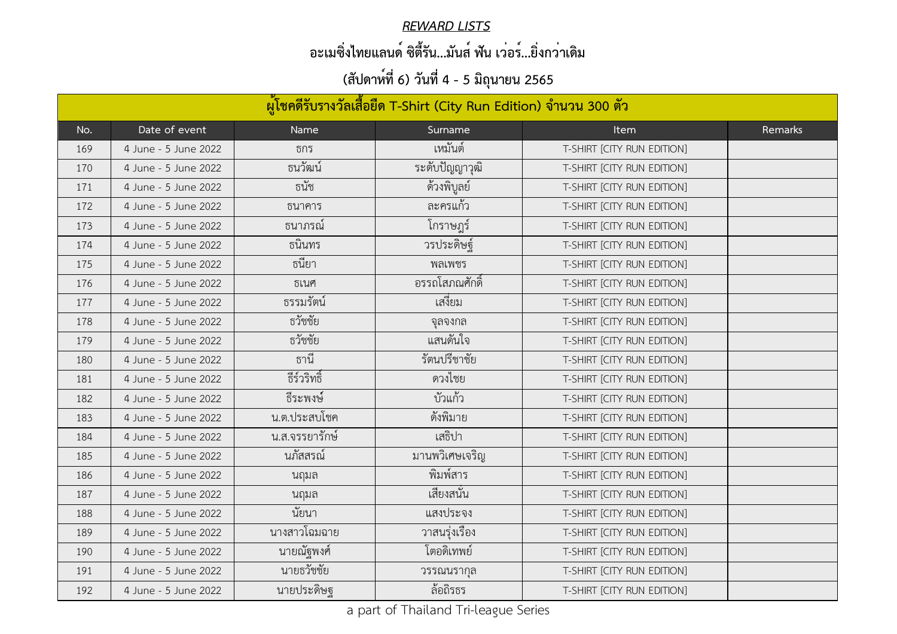***REWARD LISTS***

**อะเมซิ่งไทยแลนด์ ซิตี้รัน...มันส์ ฟัน เว่อร์...ยิ่งกว่าเดิม**

**(สัปดาห์ที่ 6) วันที่ 4 - 5 มิถุนายน 2565**

| ผู้โชคดีรับรางวัลเสื้อยืด T-Shirt (City Run Edition) จำนวน 300 ตัว | | | | | |
|---|---|---|---|---|---|
| No. | Date of event | Name | Surname | Item | Remarks |
| 169 | 4 June - 5 June 2022 | ธกร | เหมันต์ | T-SHIRT [CITY RUN EDITION] | |
| 170 | 4 June - 5 June 2022 | ธนวัฒน์ | ระดับปัญญาวุฒิ | T-SHIRT [CITY RUN EDITION] | |
| 171 | 4 June - 5 June 2022 | ธนัช | ด้วงพิบูลย์ | T-SHIRT [CITY RUN EDITION] | |
| 172 | 4 June - 5 June 2022 | ธนาคาร | ละครแก้ว | T-SHIRT [CITY RUN EDITION] | |
| 173 | 4 June - 5 June 2022 | ธนาภรณ์ | โกราษฎร์ | T-SHIRT [CITY RUN EDITION] | |
| 174 | 4 June - 5 June 2022 | ธนินทร | วรประดิษฐ์ | T-SHIRT [CITY RUN EDITION] | |
| 175 | 4 June - 5 June 2022 | ธนียา | พลเพชร | T-SHIRT [CITY RUN EDITION] | |
| 176 | 4 June - 5 June 2022 | ธเนศ | อรรถโสภณศักดิ์ | T-SHIRT [CITY RUN EDITION] | |
| 177 | 4 June - 5 June 2022 | ธรรมรัตน์ | เสงี่ยม | T-SHIRT [CITY RUN EDITION] | |
| 178 | 4 June - 5 June 2022 | ธวัชชัย | จุลจงกล | T-SHIRT [CITY RUN EDITION] | |
| 179 | 4 June - 5 June 2022 | ธวัชชัย | แสนดันใจ | T-SHIRT [CITY RUN EDITION] | |
| 180 | 4 June - 5 June 2022 | ธานี | รัตนปรีชาชัย | T-SHIRT [CITY RUN EDITION] | |
| 181 | 4 June - 5 June 2022 | ธีร์วริทธิ์ | ดวงไชย | T-SHIRT [CITY RUN EDITION] | |
| 182 | 4 June - 5 June 2022 | ธีระพงษ์ | บัวแก้ว | T-SHIRT [CITY RUN EDITION] | |
| 183 | 4 June - 5 June 2022 | น.ต.ประสบโชค | ดังพิมาย | T-SHIRT [CITY RUN EDITION] | |
| 184 | 4 June - 5 June 2022 | น.ส.จรรยารักษ์ | เสธิปา | T-SHIRT [CITY RUN EDITION] | |
| 185 | 4 June - 5 June 2022 | นภัสสรณ์ | มานพวิเศษเจริญ | T-SHIRT [CITY RUN EDITION] | |
| 186 | 4 June - 5 June 2022 | นฤมล | พิมพ์สาร | T-SHIRT [CITY RUN EDITION] | |
| 187 | 4 June - 5 June 2022 | นฤมล | เสียงสนั่น | T-SHIRT [CITY RUN EDITION] | |
| 188 | 4 June - 5 June 2022 | นัยนา | แสงประจง | T-SHIRT [CITY RUN EDITION] | |
| 189 | 4 June - 5 June 2022 | นางสาวโฉมฉาย | วาสนรุ่งเรือง | T-SHIRT [CITY RUN EDITION] | |
| 190 | 4 June - 5 June 2022 | นายณัฐพงศ์ | โตอดิเทพย์ | T-SHIRT [CITY RUN EDITION] | |
| 191 | 4 June - 5 June 2022 | นายธวัชชัย | วรรณนรากุล | T-SHIRT [CITY RUN EDITION] | |
| 192 | 4 June - 5 June 2022 | นายประดิษฐ | ล้อถิรธร | T-SHIRT [CITY RUN EDITION] | |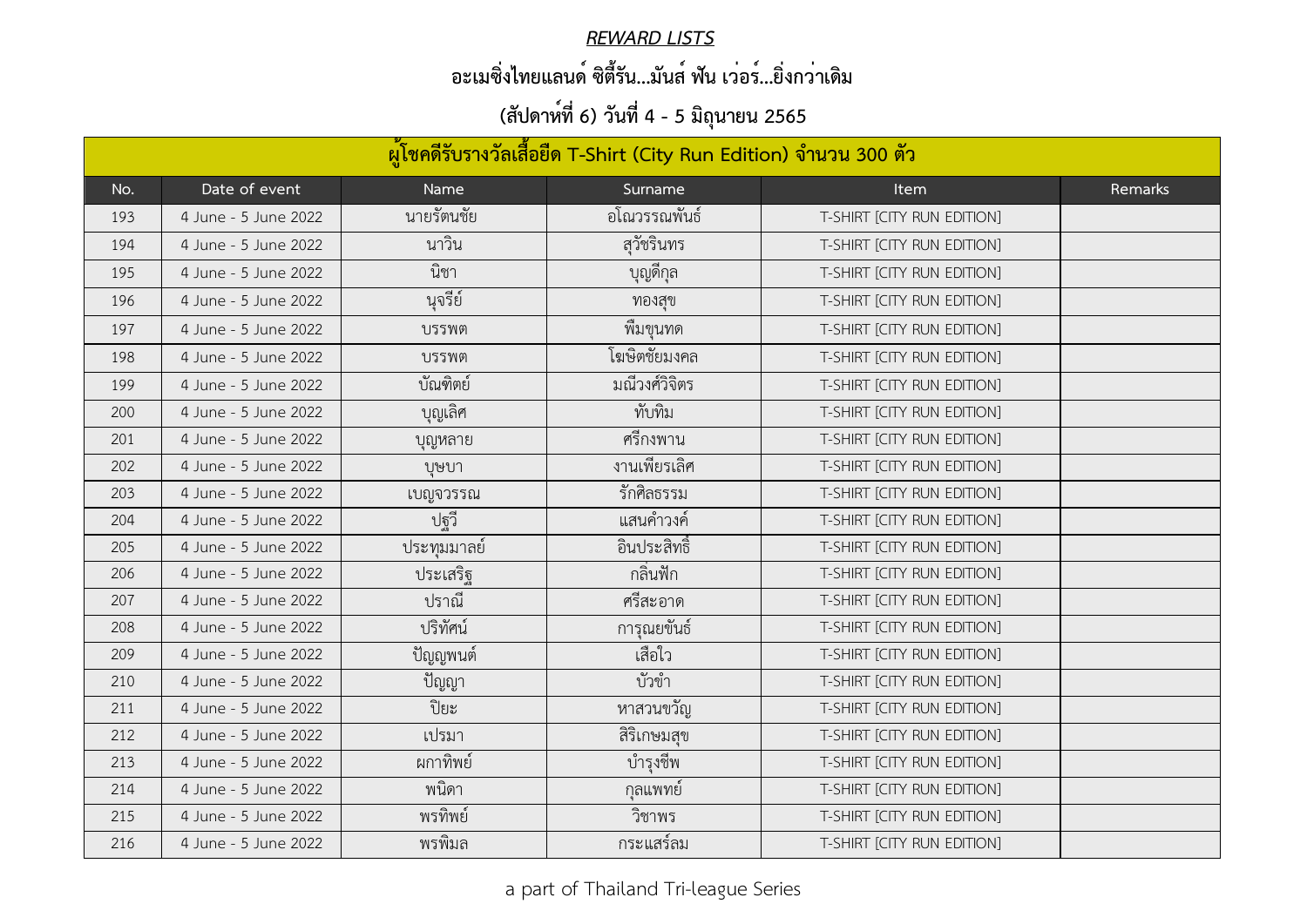***REWARD LISTS***

**อะเมซิ่งไทยแลนด์ ซิตี้รัน...มันส์ ฟัน เว่อร์...ยิ่งกว่าเดิม**

**(สัปดาห์ที่ 6) วันที่ 4 - 5 มิถุนายน 2565**

| ผู้โชคดีรับรางวัลเสื้อยืด T-Shirt (City Run Edition) จำนวน 300 ตัว | | | | | |
|---|---|---|---|---|---|
| No. | Date of event | Name | Surname | Item | Remarks |
| 193 | 4 June - 5 June 2022 | นายรัตนชัย | อโณวรรณพันธ์ | T-SHIRT [CITY RUN EDITION] | |
| 194 | 4 June - 5 June 2022 | นาวิน | สุวัชรินทร | T-SHIRT [CITY RUN EDITION] | |
| 195 | 4 June - 5 June 2022 | นิชา | บุญดีกุล | T-SHIRT [CITY RUN EDITION] | |
| 196 | 4 June - 5 June 2022 | นุจรีย์ | ทองสุข | T-SHIRT [CITY RUN EDITION] | |
| 197 | 4 June - 5 June 2022 | บรรพต | พึมขุนทด | T-SHIRT [CITY RUN EDITION] | |
| 198 | 4 June - 5 June 2022 | บรรพต | โฆษิตชัยมงคล | T-SHIRT [CITY RUN EDITION] | |
| 199 | 4 June - 5 June 2022 | บัณฑิตย์ | มณีวงศ์วิจิตร | T-SHIRT [CITY RUN EDITION] | |
| 200 | 4 June - 5 June 2022 | บุญเลิศ | ทับทิม | T-SHIRT [CITY RUN EDITION] | |
| 201 | 4 June - 5 June 2022 | บุญหลาย | ศรีกงพาน | T-SHIRT [CITY RUN EDITION] | |
| 202 | 4 June - 5 June 2022 | บุษบา | งานเพียรเลิศ | T-SHIRT [CITY RUN EDITION] | |
| 203 | 4 June - 5 June 2022 | เบญจวรรณ | รักศิลธรรม | T-SHIRT [CITY RUN EDITION] | |
| 204 | 4 June - 5 June 2022 | ปฐวี | แสนคำวงค์ | T-SHIRT [CITY RUN EDITION] | |
| 205 | 4 June - 5 June 2022 | ประทุมมาลย์ | อินประสิทธิ์ | T-SHIRT [CITY RUN EDITION] | |
| 206 | 4 June - 5 June 2022 | ประเสริฐ | กลิ่นฟัก | T-SHIRT [CITY RUN EDITION] | |
| 207 | 4 June - 5 June 2022 | ปราณี | ศรีสะอาด | T-SHIRT [CITY RUN EDITION] | |
| 208 | 4 June - 5 June 2022 | ปริทัศน์ | การุณยขันธ์ | T-SHIRT [CITY RUN EDITION] | |
| 209 | 4 June - 5 June 2022 | ปัญญพนต์ | เสือใว | T-SHIRT [CITY RUN EDITION] | |
| 210 | 4 June - 5 June 2022 | ปัญญา | บัวขำ | T-SHIRT [CITY RUN EDITION] | |
| 211 | 4 June - 5 June 2022 | ปิยะ | หาสวนขวัญ | T-SHIRT [CITY RUN EDITION] | |
| 212 | 4 June - 5 June 2022 | เปรมา | สิริเกษมสุข | T-SHIRT [CITY RUN EDITION] | |
| 213 | 4 June - 5 June 2022 | ผกาทิพย์ | บำรุงชีพ | T-SHIRT [CITY RUN EDITION] | |
| 214 | 4 June - 5 June 2022 | พนิดา | กุลแพทย์ | T-SHIRT [CITY RUN EDITION] | |
| 215 | 4 June - 5 June 2022 | พรทิพย์ | วิชาพร | T-SHIRT [CITY RUN EDITION] | |
| 216 | 4 June - 5 June 2022 | พรพิมล | กระแสร์ลม | T-SHIRT [CITY RUN EDITION] | |

a part of Thailand Tri-league Series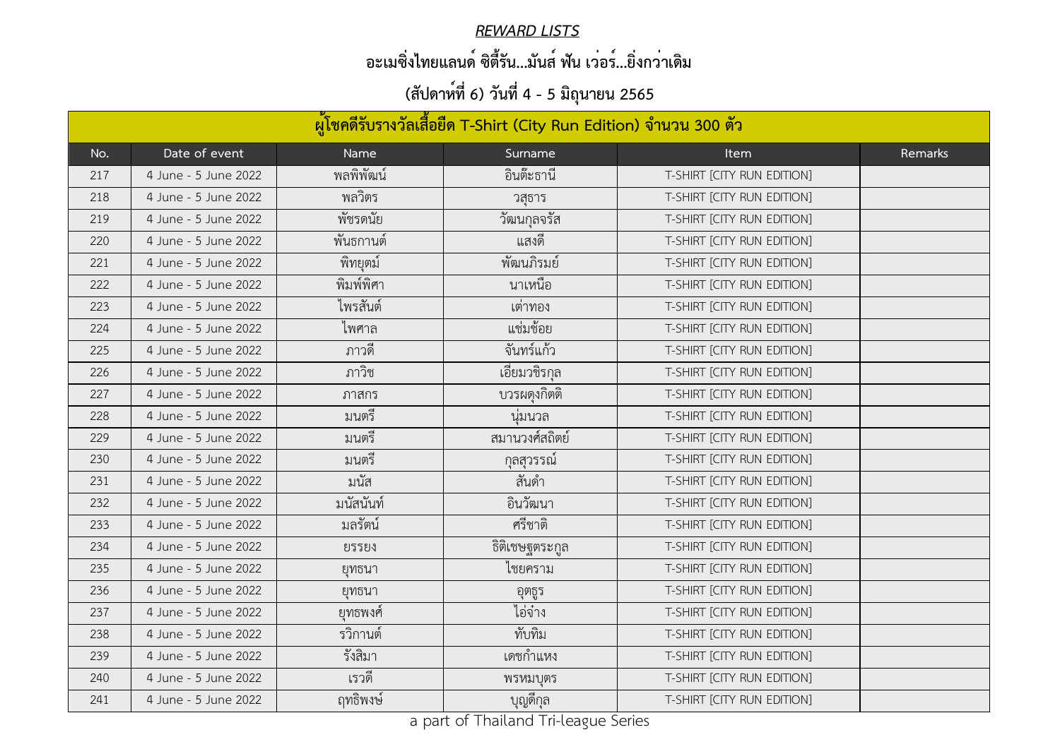***REWARD LISTS***

**อะเมซิ่งไทยแลนด์ ซิตี้รัน...มันส์ ฟัน เว่อร์...ยิ่งกว่าเดิม**

**(สัปดาห์ที่ 6) วันที่ 4 - 5 มิถุนายน 2565**

| ผู้โชคดีรับรางวัลเสื้อยืด T-Shirt (City Run Edition) จำนวน 300 ตัว | | | | | |
|---|---|---|---|---|---|
| No. | Date of event | Name | Surname | Item | Remarks |
| 217 | 4 June - 5 June 2022 | พลพิพัฒน์ | อินต๊ะธานี | T-SHIRT [CITY RUN EDITION] | |
| 218 | 4 June - 5 June 2022 | พลวิตร | วสุธาร | T-SHIRT [CITY RUN EDITION] | |
| 219 | 4 June - 5 June 2022 | พัชรดนัย | วัฒนกุลจรัส | T-SHIRT [CITY RUN EDITION] | |
| 220 | 4 June - 5 June 2022 | พันธกานต์ | แสงดี | T-SHIRT [CITY RUN EDITION] | |
| 221 | 4 June - 5 June 2022 | พิทยุตม์ | พัฒนภิรมย์ | T-SHIRT [CITY RUN EDITION] | |
| 222 | 4 June - 5 June 2022 | พิมพ์พิศา | นาเหนือ | T-SHIRT [CITY RUN EDITION] | |
| 223 | 4 June - 5 June 2022 | ไพรสันต์ | เต่าทอง | T-SHIRT [CITY RUN EDITION] | |
| 224 | 4 June - 5 June 2022 | ไพศาล | แช่มช้อย | T-SHIRT [CITY RUN EDITION] | |
| 225 | 4 June - 5 June 2022 | ภาวดี | จันทร์แก้ว | T-SHIRT [CITY RUN EDITION] | |
| 226 | 4 June - 5 June 2022 | ภาวิช | เอี่ยมวชิรกุล | T-SHIRT [CITY RUN EDITION] | |
| 227 | 4 June - 5 June 2022 | ภาสกร | บวรผดุงกิตติ | T-SHIRT [CITY RUN EDITION] | |
| 228 | 4 June - 5 June 2022 | มนตรี | นุ่มนวล | T-SHIRT [CITY RUN EDITION] | |
| 229 | 4 June - 5 June 2022 | มนตรี | สมานวงศ์สถิตย์ | T-SHIRT [CITY RUN EDITION] | |
| 230 | 4 June - 5 June 2022 | มนตรี | กุลสุวรรณ์ | T-SHIRT [CITY RUN EDITION] | |
| 231 | 4 June - 5 June 2022 | มนัส | สันคำ | T-SHIRT [CITY RUN EDITION] | |
| 232 | 4 June - 5 June 2022 | มนัสนันท์ | อินวัฒนา | T-SHIRT [CITY RUN EDITION] | |
| 233 | 4 June - 5 June 2022 | มลรัตน์ | ศรีชาติ | T-SHIRT [CITY RUN EDITION] | |
| 234 | 4 June - 5 June 2022 | ยรรยง | ธิติเชษฐตระกูล | T-SHIRT [CITY RUN EDITION] | |
| 235 | 4 June - 5 June 2022 | ยุทธนา | ไชยคราม | T-SHIRT [CITY RUN EDITION] | |
| 236 | 4 June - 5 June 2022 | ยุทธนา | อุตธูร | T-SHIRT [CITY RUN EDITION] | |
| 237 | 4 June - 5 June 2022 | ยุทธพงศ์ | ไอ่จ่าง | T-SHIRT [CITY RUN EDITION] | |
| 238 | 4 June - 5 June 2022 | รวิกานต์ | ทับทิม | T-SHIRT [CITY RUN EDITION] | |
| 239 | 4 June - 5 June 2022 | รังสิมา | เดชกำแหง | T-SHIRT [CITY RUN EDITION] | |
| 240 | 4 June - 5 June 2022 | เรวดี | พรหมบุตร | T-SHIRT [CITY RUN EDITION] | |
| 241 | 4 June - 5 June 2022 | ฤทธิพงษ์ | บุญดีกุล | T-SHIRT [CITY RUN EDITION] | |

a part of Thailand Tri-league Series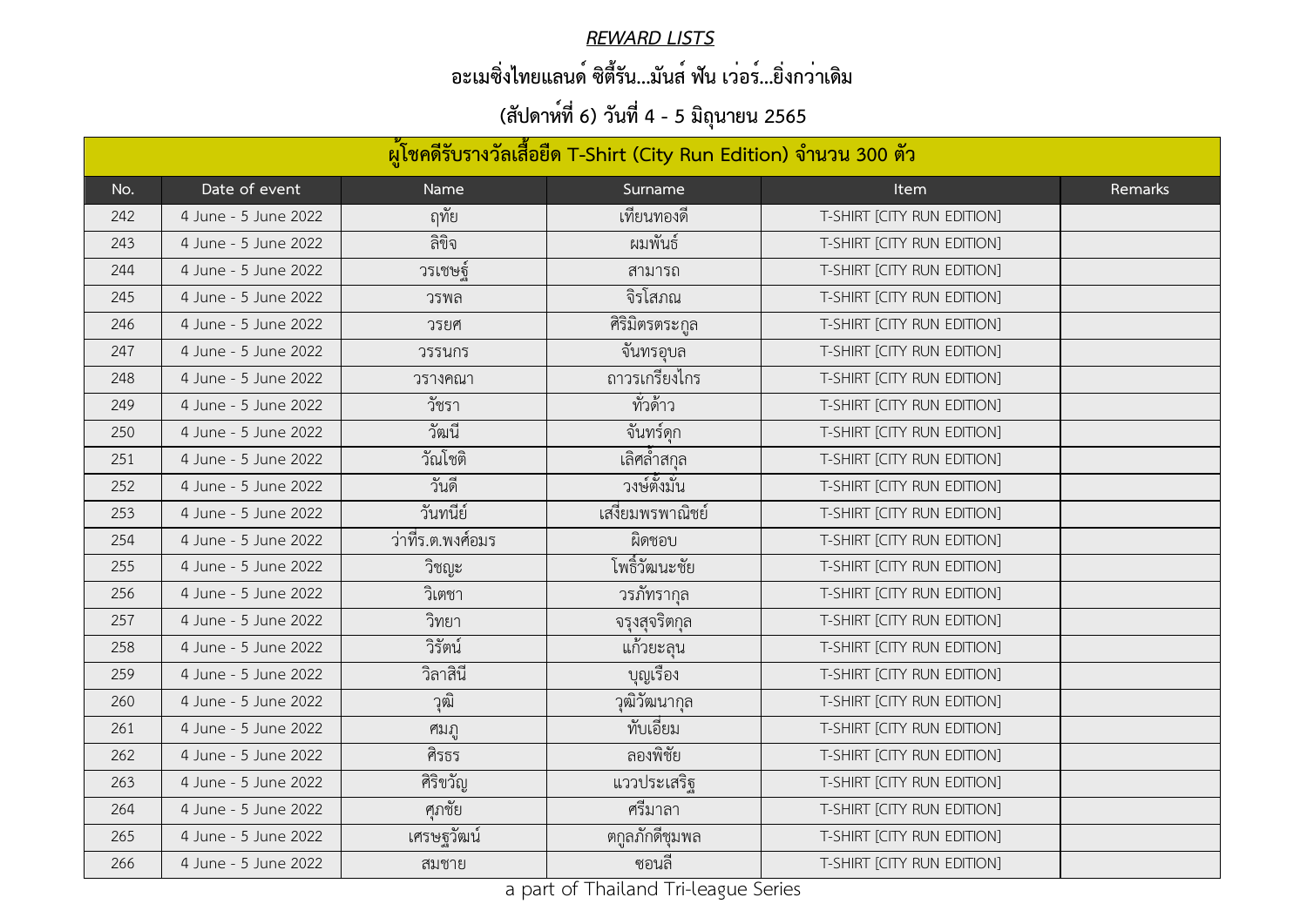***REWARD LISTS***

**อะเมซิ่งไทยแลนด์ ซิตี้รัน...มันส์ ฟัน เว่อร์...ยิ่งกว่าเดิม**

**(สัปดาห์ที่ 6) วันที่ 4 - 5 มิถุนายน 2565**

| ผู้โชคดีรับรางวัลเสื้อยืด T-Shirt (City Run Edition) จำนวน 300 ตัว | | | | | |
|---|---|---|---|---|---|
| No. | Date of event | Name | Surname | Item | Remarks |
| 242 | 4 June - 5 June 2022 | ฤทัย | เทียนทองดี | T-SHIRT [CITY RUN EDITION] | |
| 243 | 4 June - 5 June 2022 | ลิขิจ | ผมพันธ์ | T-SHIRT [CITY RUN EDITION] | |
| 244 | 4 June - 5 June 2022 | วรเชษฐ์ | สามารถ | T-SHIRT [CITY RUN EDITION] | |
| 245 | 4 June - 5 June 2022 | วรพล | จิรโสภณ | T-SHIRT [CITY RUN EDITION] | |
| 246 | 4 June - 5 June 2022 | วรยศ | ศิริมิตรตระกูล | T-SHIRT [CITY RUN EDITION] | |
| 247 | 4 June - 5 June 2022 | วรรนกร | จันทรอุบล | T-SHIRT [CITY RUN EDITION] | |
| 248 | 4 June - 5 June 2022 | วรางคณา | ถาวรเกรียงไกร | T-SHIRT [CITY RUN EDITION] | |
| 249 | 4 June - 5 June 2022 | วัชรา | ทัวด้าว | T-SHIRT [CITY RUN EDITION] | |
| 250 | 4 June - 5 June 2022 | วัฒนี | จันทร์ดุก | T-SHIRT [CITY RUN EDITION] | |
| 251 | 4 June - 5 June 2022 | วัณโชติ | เลิศล้ำสกุล | T-SHIRT [CITY RUN EDITION] | |
| 252 | 4 June - 5 June 2022 | วันดี | วงษ์ตั้งมั่น | T-SHIRT [CITY RUN EDITION] | |
| 253 | 4 June - 5 June 2022 | วันทนีย์ | เสงี่ยมพรพาณิชย์ | T-SHIRT [CITY RUN EDITION] | |
| 254 | 4 June - 5 June 2022 | ว่าที่ร.ต.พงศ์อมร | ผิดชอบ | T-SHIRT [CITY RUN EDITION] | |
| 255 | 4 June - 5 June 2022 | วิชญะ | โพธิ์วัฒนะชัย | T-SHIRT [CITY RUN EDITION] | |
| 256 | 4 June - 5 June 2022 | วิเตชา | วรภัทรากุล | T-SHIRT [CITY RUN EDITION] | |
| 257 | 4 June - 5 June 2022 | วิทยา | จรุงสุจริตกุล | T-SHIRT [CITY RUN EDITION] | |
| 258 | 4 June - 5 June 2022 | วิรัตน์ | แก้วยะลุน | T-SHIRT [CITY RUN EDITION] | |
| 259 | 4 June - 5 June 2022 | วิลาสินี | บุญเรือง | T-SHIRT [CITY RUN EDITION] | |
| 260 | 4 June - 5 June 2022 | วุฒิ | วุฒิวัฒนากุล | T-SHIRT [CITY RUN EDITION] | |
| 261 | 4 June - 5 June 2022 | ศมภู | ทับเอี่ยม | T-SHIRT [CITY RUN EDITION] | |
| 262 | 4 June - 5 June 2022 | ศิรธร | ลองพิชัย | T-SHIRT [CITY RUN EDITION] | |
| 263 | 4 June - 5 June 2022 | ศิริขวัญ | แววประเสริฐ | T-SHIRT [CITY RUN EDITION] | |
| 264 | 4 June - 5 June 2022 | ศุภชัย | ศรีมาลา | T-SHIRT [CITY RUN EDITION] | |
| 265 | 4 June - 5 June 2022 | เศรษฐวัฒน์ | ตกูลภักดีชุมพล | T-SHIRT [CITY RUN EDITION] | |
| 266 | 4 June - 5 June 2022 | สมชาย | ซอนลี | T-SHIRT [CITY RUN EDITION] | |

a part of Thailand Tri-league Series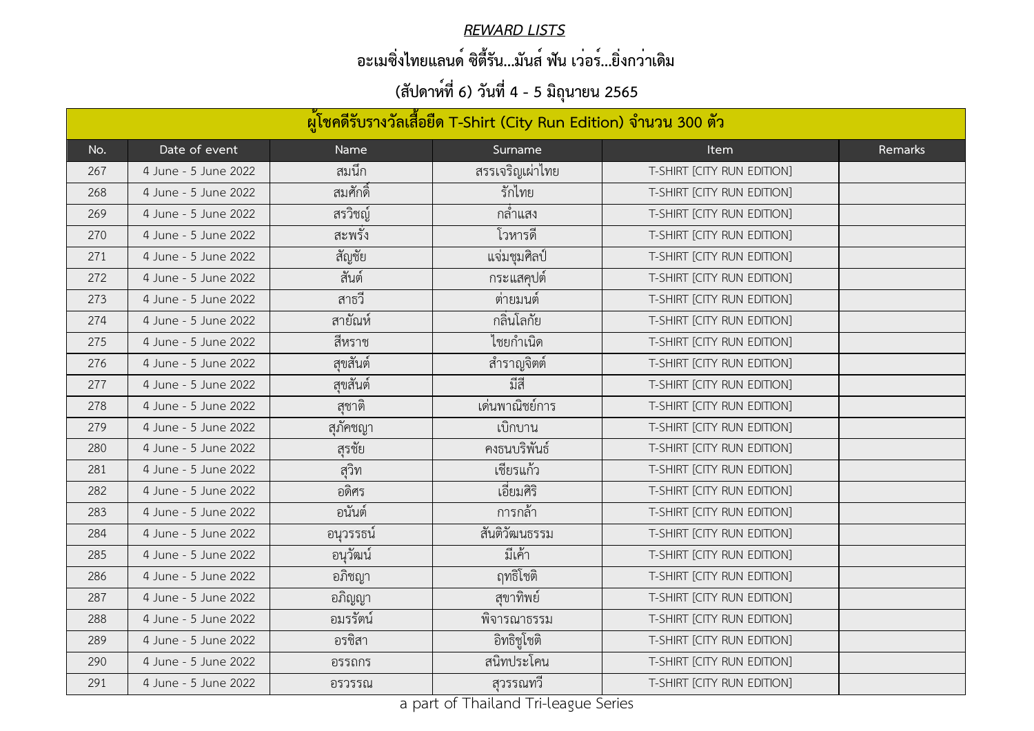***REWARD LISTS***

**อะเมซิ่งไทยแลนด์ ซิตี้รัน...มันส์ ฟัน เว่อร์...ยิ่งกว่าเดิม**

**(สัปดาห์ที่ 6) วันที่ 4 - 5 มิถุนายน 2565**

| ผู้โชคดีรับรางวัลเสื้อยืด T-Shirt (City Run Edition) จำนวน 300 ตัว | | | | | |
|---|---|---|---|---|---|
| No. | Date of event | Name | Surname | Item | Remarks |
| 267 | 4 June - 5 June 2022 | สมนึก | สรรเจริญเผ่าไทย | T-SHIRT [CITY RUN EDITION] | |
| 268 | 4 June - 5 June 2022 | สมศักดิ์ | รักไทย | T-SHIRT [CITY RUN EDITION] | |
| 269 | 4 June - 5 June 2022 | สรวิชญ์ | กล่ำแสง | T-SHIRT [CITY RUN EDITION] | |
| 270 | 4 June - 5 June 2022 | สะพรั่ง | โวหารดี | T-SHIRT [CITY RUN EDITION] | |
| 271 | 4 June - 5 June 2022 | สัญชัย | แจ่มชุมศิลป์ | T-SHIRT [CITY RUN EDITION] | |
| 272 | 4 June - 5 June 2022 | สันต์ | กระแสคุปต์ | T-SHIRT [CITY RUN EDITION] | |
| 273 | 4 June - 5 June 2022 | สาธวี | ต่ายมนต์ | T-SHIRT [CITY RUN EDITION] | |
| 274 | 4 June - 5 June 2022 | สายัณห์ | กลิ่นโลกัย | T-SHIRT [CITY RUN EDITION] | |
| 275 | 4 June - 5 June 2022 | สีหราช | ไชยกำเนิด | T-SHIRT [CITY RUN EDITION] | |
| 276 | 4 June - 5 June 2022 | สุขสันต์ | สำราญจิตต์ | T-SHIRT [CITY RUN EDITION] | |
| 277 | 4 June - 5 June 2022 | สุขสันต์ | มีสี | T-SHIRT [CITY RUN EDITION] | |
| 278 | 4 June - 5 June 2022 | สุชาติ | เด่นพาณิชย์การ | T-SHIRT [CITY RUN EDITION] | |
| 279 | 4 June - 5 June 2022 | สุภัคชญา | เบิกบาน | T-SHIRT [CITY RUN EDITION] | |
| 280 | 4 June - 5 June 2022 | สุรชัย | คงธนบริพันธ์ | T-SHIRT [CITY RUN EDITION] | |
| 281 | 4 June - 5 June 2022 | สุวิท | เชียรแก้ว | T-SHIRT [CITY RUN EDITION] | |
| 282 | 4 June - 5 June 2022 | อติศร | เอี่ยมศิริ | T-SHIRT [CITY RUN EDITION] | |
| 283 | 4 June - 5 June 2022 | อนันต์ | การกล้า | T-SHIRT [CITY RUN EDITION] | |
| 284 | 4 June - 5 June 2022 | อนุวรรธน์ | สันติวัฒนธรรม | T-SHIRT [CITY RUN EDITION] | |
| 285 | 4 June - 5 June 2022 | อนุวัฒน์ | มีเค้า | T-SHIRT [CITY RUN EDITION] | |
| 286 | 4 June - 5 June 2022 | อภิชญา | ฤทธิโชติ | T-SHIRT [CITY RUN EDITION] | |
| 287 | 4 June - 5 June 2022 | อภิญญา | สุขาทิพย์ | T-SHIRT [CITY RUN EDITION] | |
| 288 | 4 June - 5 June 2022 | อมรรัตน์ | พิจารณาธรรม | T-SHIRT [CITY RUN EDITION] | |
| 289 | 4 June - 5 June 2022 | อรชิสา | อิทธิชูโชติ | T-SHIRT [CITY RUN EDITION] | |
| 290 | 4 June - 5 June 2022 | อรรถกร | สนิทประโคน | T-SHIRT [CITY RUN EDITION] | |
| 291 | 4 June - 5 June 2022 | อรวรรณ | สุวรรณทวี | T-SHIRT [CITY RUN EDITION] | |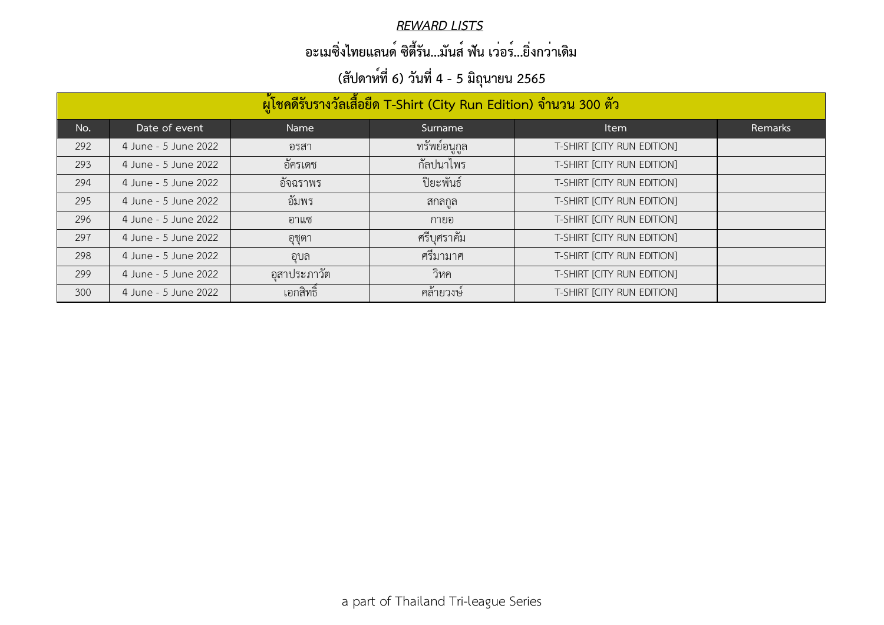## *REWARD LISTS*

### อะเมซิ่งไทยแลนด์ ซิตี้รัน...มันส์ ฟัน เว่อร์...ยิ่งกว่าเดิม

### (สัปดาห์ที่ 6) วันที่ 4 - 5 มิถุนายน 2565

| ผู้โชคดีรับรางวัลเสื้อยืด T-Shirt (City Run Edition) จำนวน 300 ตัว | | | | | |
|---|---|---|---|---|---|
| No. | Date of event | Name | Surname | Item | Remarks |
| 292 | 4 June - 5 June 2022 | อรสา | ทรัพย์อนูกูล | T-SHIRT [CITY RUN EDITION] | |
| 293 | 4 June - 5 June 2022 | อัครเดช | กัลปนาไพร | T-SHIRT [CITY RUN EDITION] | |
| 294 | 4 June - 5 June 2022 | อัจฉราพร | ปิยะพันธ์ | T-SHIRT [CITY RUN EDITION] | |
| 295 | 4 June - 5 June 2022 | อัมพร | สกลกูล | T-SHIRT [CITY RUN EDITION] | |
| 296 | 4 June - 5 June 2022 | อาแซ | กายอ | T-SHIRT [CITY RUN EDITION] | |
| 297 | 4 June - 5 June 2022 | อุซุตา | ศรีบุศราคัม | T-SHIRT [CITY RUN EDITION] | |
| 298 | 4 June - 5 June 2022 | อุบล | ศรีมามาศ | T-SHIRT [CITY RUN EDITION] | |
| 299 | 4 June - 5 June 2022 | อุสาประภาวัต | วิหค | T-SHIRT [CITY RUN EDITION] | |
| 300 | 4 June - 5 June 2022 | เอกสิทธิ์ | คล้ายวงษ์ | T-SHIRT [CITY RUN EDITION] | |

a part of Thailand Tri-league Series